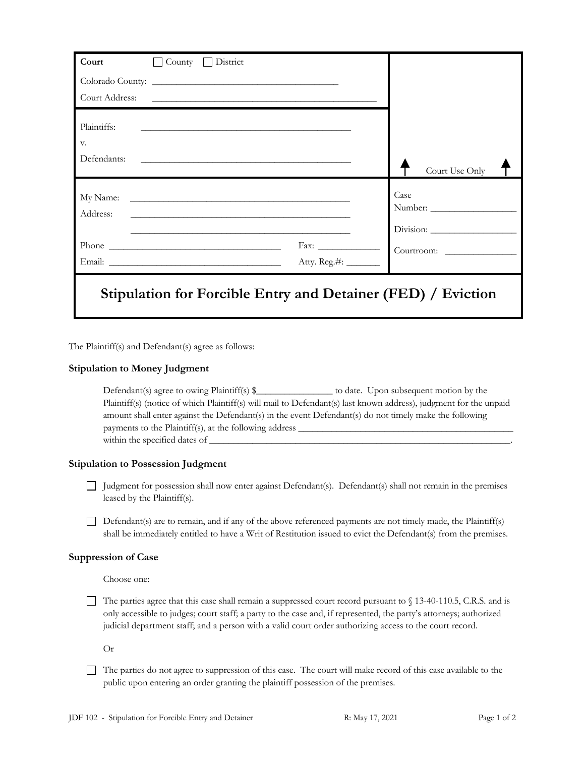| | |
|---|---|
| **Court** ☐ County ☐ District<br>Colorado County: ______________________________<br>Court Address: ______________________________ | |
| Plaintiffs: ______________________________<br>v.<br>Defendants: ______________________________ | ▲ Court Use Only ▲ |
| My Name: ______________________________<br>Address: ______________________________<br>______________________________<br>Phone ______________________ Fax: __________<br>Email: ______________________ Atty. Reg.#: _______ | Case Number: ______________<br>Division: ______________<br>Courtroom: ______________ |

# Stipulation for Forcible Entry and Detainer (FED) / Eviction

The Plaintiff(s) and Defendant(s) agree as follows:

**Stipulation to Money Judgment**

Defendant(s) agree to owing Plaintiff(s) $_______________ to date. Upon subsequent motion by the Plaintiff(s) (notice of which Plaintiff(s) will mail to Defendant(s) last known address), judgment for the unpaid amount shall enter against the Defendant(s) in the event Defendant(s) do not timely make the following payments to the Plaintiff(s), at the following address ______________________________ within the specified dates of ______________________________.

**Stipulation to Possession Judgment**

☐ Judgment for possession shall now enter against Defendant(s). Defendant(s) shall not remain in the premises leased by the Plaintiff(s).

☐ Defendant(s) are to remain, and if any of the above referenced payments are not timely made, the Plaintiff(s) shall be immediately entitled to have a Writ of Restitution issued to evict the Defendant(s) from the premises.

**Suppression of Case**

Choose one:

☐ The parties agree that this case shall remain a suppressed court record pursuant to § 13-40-110.5, C.R.S. and is only accessible to judges; court staff; a party to the case and, if represented, the party's attorneys; authorized judicial department staff; and a person with a valid court order authorizing access to the court record.

Or

☐ The parties do not agree to suppression of this case. The court will make record of this case available to the public upon entering an order granting the plaintiff possession of the premises.

JDF 102 - Stipulation for Forcible Entry and Detainer R: May 17, 2021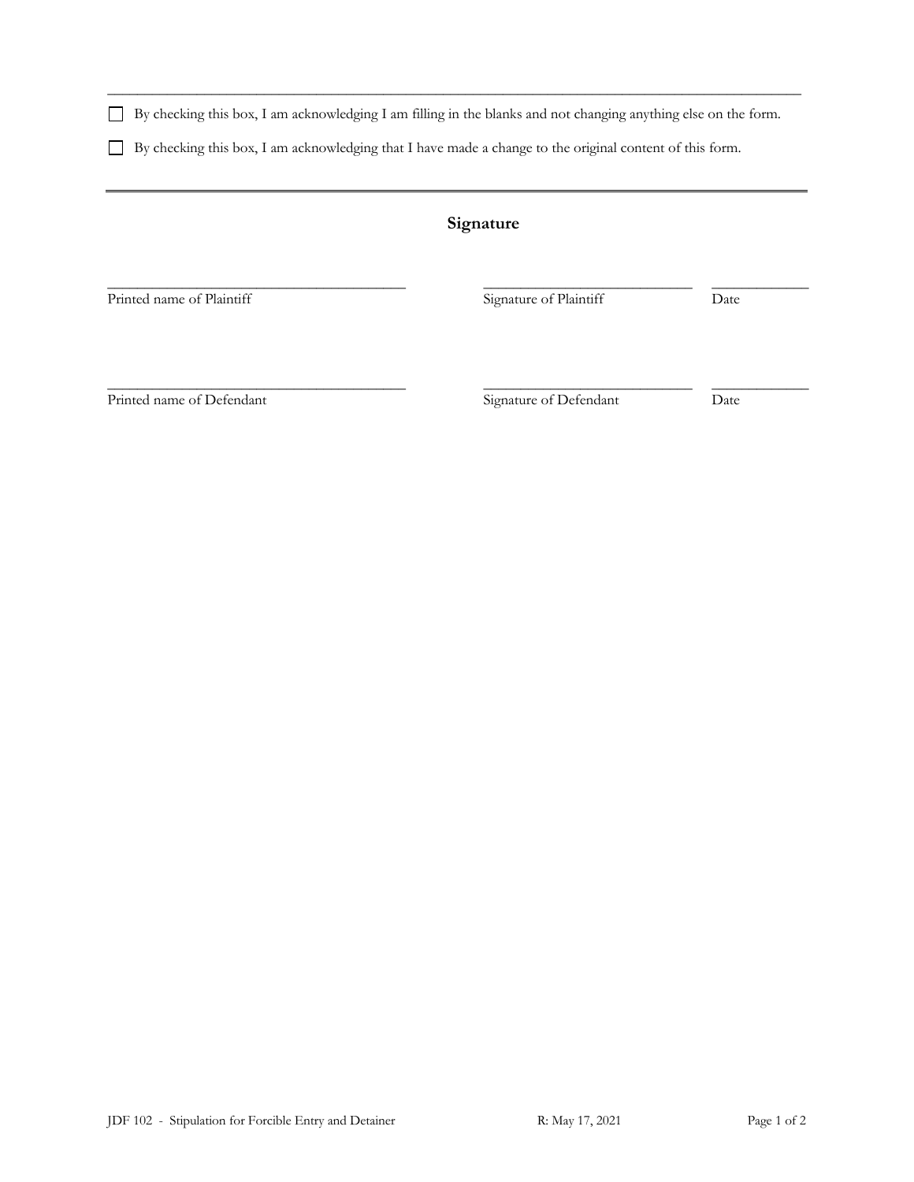_______________________________________________________________________________

☐ By checking this box, I am acknowledging I am filling in the blanks and not changing anything else on the form.

☐ By checking this box, I am acknowledging that I have made a change to the original content of this form.

---

## Signature

| | | |
|---|---|---|
| ______________________________ | ______________________________ | ____________ |
| Printed name of Plaintiff | Signature of Plaintiff | Date |
| ______________________________ | ______________________________ | ____________ |
| Printed name of Defendant | Signature of Defendant | Date |